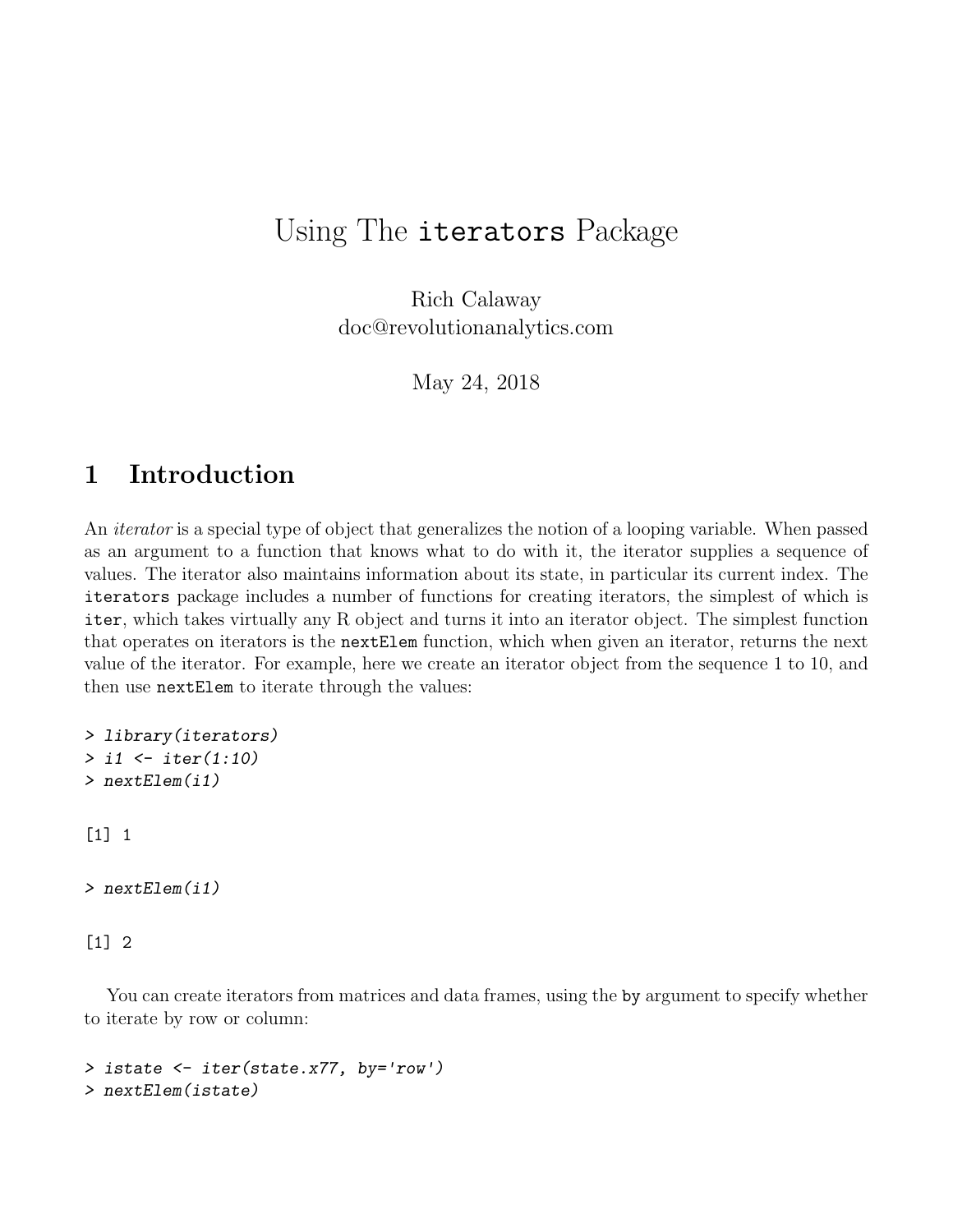# Using The `iterators` Package

Rich Calaway
doc@revolutionanalytics.com

May 24, 2018

## 1 Introduction

An *iterator* is a special type of object that generalizes the notion of a looping variable. When passed as an argument to a function that knows what to do with it, the iterator supplies a sequence of values. The iterator also maintains information about its state, in particular its current index. The `iterators` package includes a number of functions for creating iterators, the simplest of which is `iter`, which takes virtually any R object and turns it into an iterator object. The simplest function that operates on iterators is the `nextElem` function, which when given an iterator, returns the next value of the iterator. For example, here we create an iterator object from the sequence 1 to 10, and then use `nextElem` to iterate through the values:

```
> library(iterators)
> i1 <- iter(1:10)
> nextElem(i1)
```

```
[1] 1
```

```
> nextElem(i1)
```

```
[1] 2
```

You can create iterators from matrices and data frames, using the `by` argument to specify whether to iterate by row or column:

```
> istate <- iter(state.x77, by='row')
> nextElem(istate)
```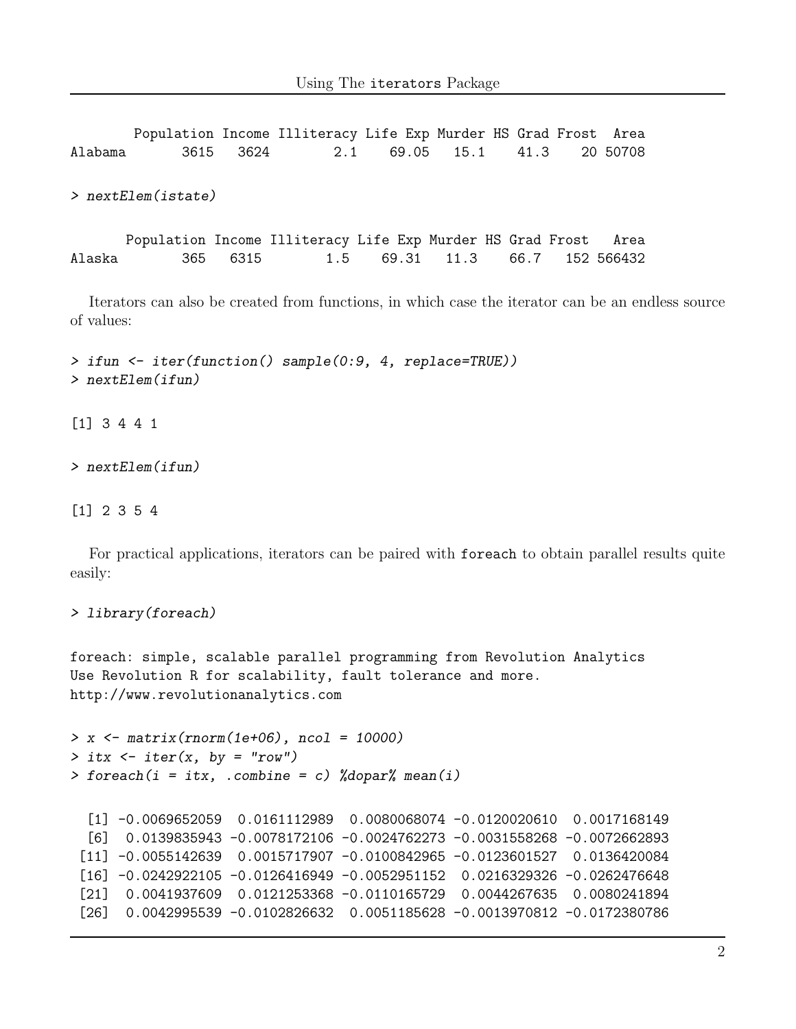```
        Population Income Illiteracy Life Exp Murder HS Grad Frost  Area
Alabama       3615   3624        2.1    69.05   15.1    41.3    20 50708
```

```
> nextElem(istate)
```

```
       Population Income Illiteracy Life Exp Murder HS Grad Frost   Area
Alaska        365   6315        1.5    69.31   11.3    66.7   152 566432
```

Iterators can also be created from functions, in which case the iterator can be an endless source of values:

```
> ifun <- iter(function() sample(0:9, 4, replace=TRUE))
> nextElem(ifun)
```

```
[1] 3 4 4 1
```

```
> nextElem(ifun)
```

```
[1] 2 3 5 4
```

For practical applications, iterators can be paired with foreach to obtain parallel results quite easily:

```
> library(foreach)
```

```
foreach: simple, scalable parallel programming from Revolution Analytics
Use Revolution R for scalability, fault tolerance and more.
http://www.revolutionanalytics.com
```

```
> x <- matrix(rnorm(1e+06), ncol = 10000)
> itx <- iter(x, by = "row")
> foreach(i = itx, .combine = c) %dopar% mean(i)
```

```
  [1] -0.0069652059  0.0161112989  0.0080068074 -0.0120020610  0.0017168149
  [6]  0.0139835943 -0.0078172106 -0.0024762273 -0.0031558268 -0.0072662893
 [11] -0.0055142639  0.0015717907 -0.0100842965 -0.0123601527  0.0136420084
 [16] -0.0242922105 -0.0126416949 -0.0052951152  0.0216329326 -0.0262476648
 [21]  0.0041937609  0.0121253368 -0.0110165729  0.0044267635  0.0080241894
 [26]  0.0042995539 -0.0102826632  0.0051185628 -0.0013970812 -0.0172380786
```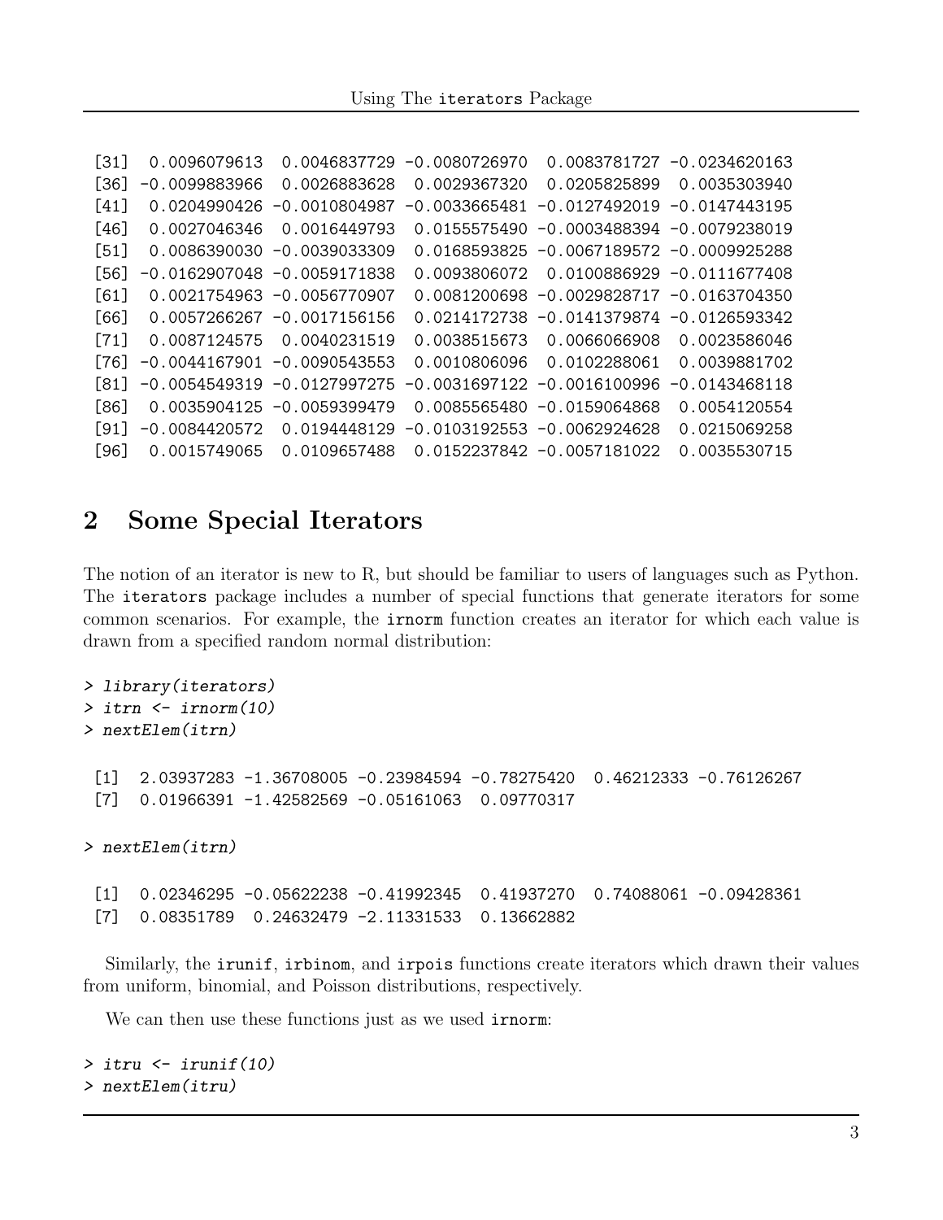```
[31]  0.0096079613  0.0046837729 -0.0080726970  0.0083781727 -0.0234620163
[36] -0.0099883966  0.0026883628  0.0029367320  0.0205825899  0.0035303940
[41]  0.0204990426 -0.0010804987 -0.0033665481 -0.0127492019 -0.0147443195
[46]  0.0027046346  0.0016449793  0.0155575490 -0.0003488394 -0.0079238019
[51]  0.0086390030 -0.0039033309  0.0168593825 -0.0067189572 -0.0009925288
[56] -0.0162907048 -0.0059171838  0.0093806072  0.0100886929 -0.0111677408
[61]  0.0021754963 -0.0056770907  0.0081200698 -0.0029828717 -0.0163704350
[66]  0.0057266267 -0.0017156156  0.0214172738 -0.0141379874 -0.0126593342
[71]  0.0087124575  0.0040231519  0.0038515673  0.0066066908  0.0023586046
[76] -0.0044167901 -0.0090543553  0.0010806096  0.0102288061  0.0039881702
[81] -0.0054549319 -0.0127997275 -0.0031697122 -0.0016100996 -0.0143468118
[86]  0.0035904125 -0.0059399479  0.0085565480 -0.0159064868  0.0054120554
[91] -0.0084420572  0.0194448129 -0.0103192553 -0.0062924628  0.0215069258
[96]  0.0015749065  0.0109657488  0.0152237842 -0.0057181022  0.0035530715
```

## 2 Some Special Iterators

The notion of an iterator is new to R, but should be familiar to users of languages such as Python. The `iterators` package includes a number of special functions that generate iterators for some common scenarios. For example, the `irnorm` function creates an iterator for which each value is drawn from a specified random normal distribution:

```
> library(iterators)
> itrn <- irnorm(10)
> nextElem(itrn)

 [1]  2.03937283 -1.36708005 -0.23984594 -0.78275420  0.46212333 -0.76126267
 [7]  0.01966391 -1.42582569 -0.05161063  0.09770317

> nextElem(itrn)

 [1]  0.02346295 -0.05622238 -0.41992345  0.41937270  0.74088061 -0.09428361
 [7]  0.08351789  0.24632479 -2.11331533  0.13662882
```

Similarly, the `irunif`, `irbinom`, and `irpois` functions create iterators which drawn their values from uniform, binomial, and Poisson distributions, respectively.

We can then use these functions just as we used `irnorm`:

```
> itru <- irunif(10)
> nextElem(itru)
```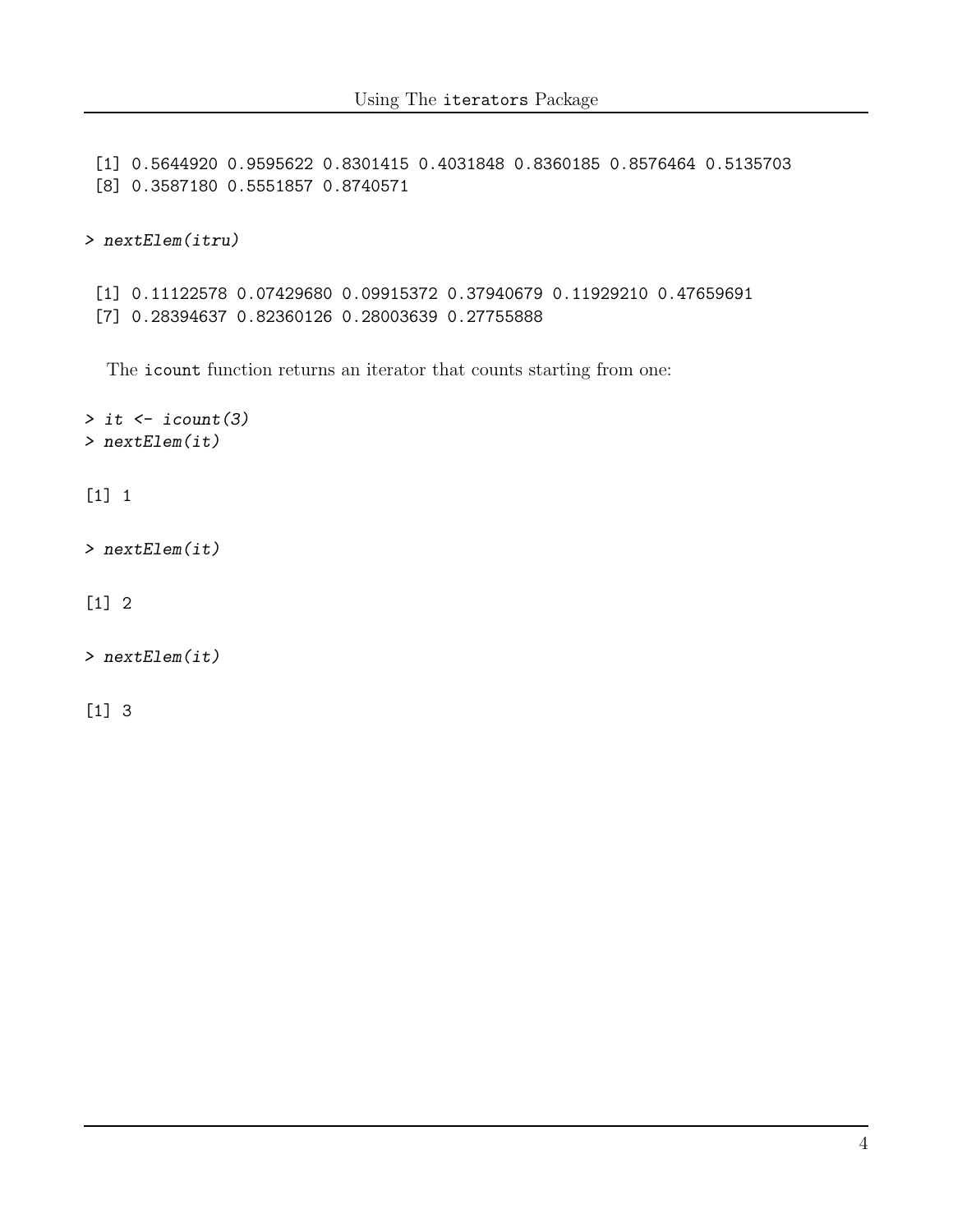```
 [1] 0.5644920 0.9595622 0.8301415 0.4031848 0.8360185 0.8576464 0.5135703
 [8] 0.3587180 0.5551857 0.8740571
```

```
> nextElem(itru)
```

```
 [1] 0.11122578 0.07429680 0.09915372 0.37940679 0.11929210 0.47659691
 [7] 0.28394637 0.82360126 0.28003639 0.27755888
```

The icount function returns an iterator that counts starting from one:

```
> it <- icount(3)
> nextElem(it)
```

```
[1] 1
```

```
> nextElem(it)
```

```
[1] 2
```

```
> nextElem(it)
```

```
[1] 3
```